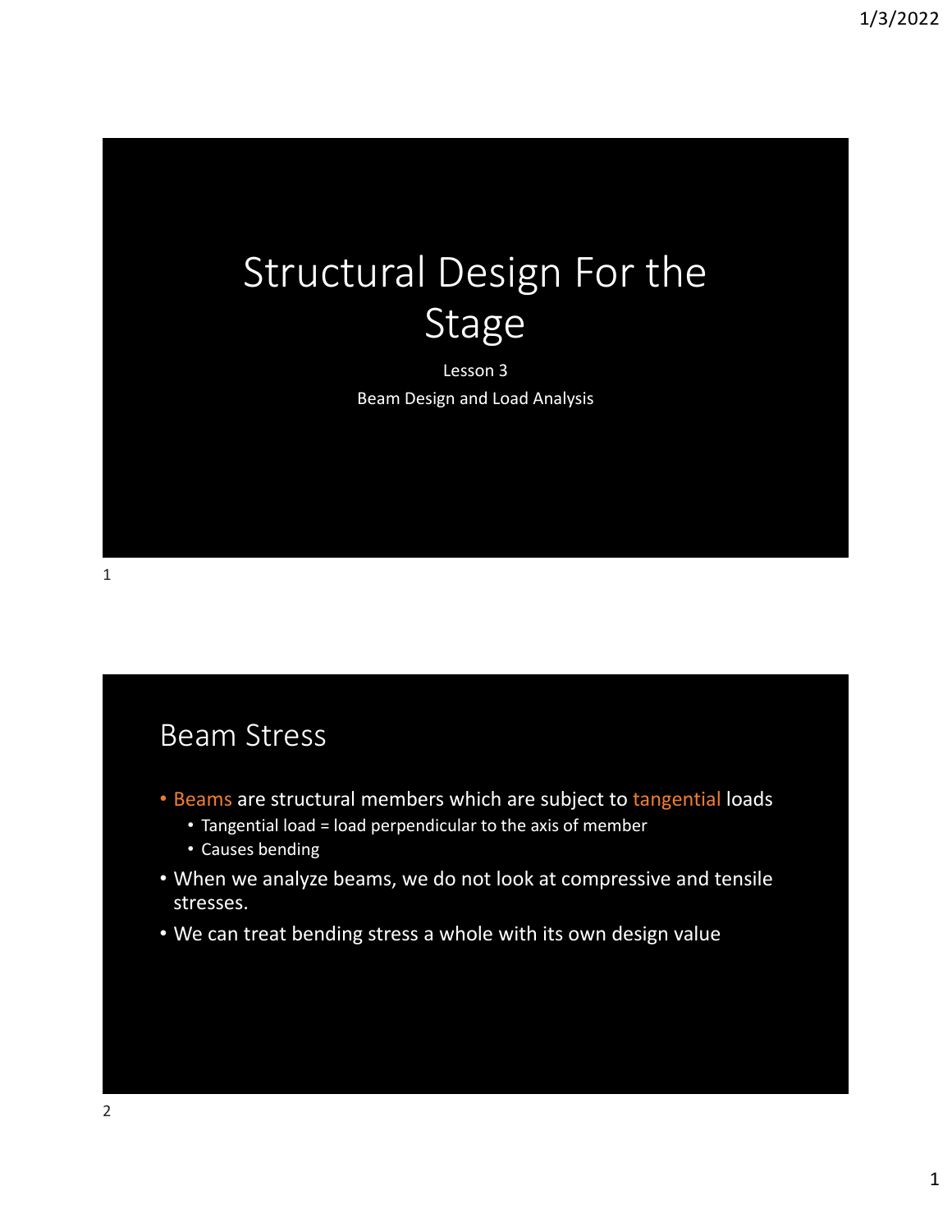# Structural Design For the Stage

Lesson 3

Beam Design and Load Analysis

## Beam Stress

- Beams are structural members which are subject to tangential loads
  - Tangential load = load perpendicular to the axis of member
  - Causes bending
- When we analyze beams, we do not look at compressive and tensile stresses.
- We can treat bending stress a whole with its own design value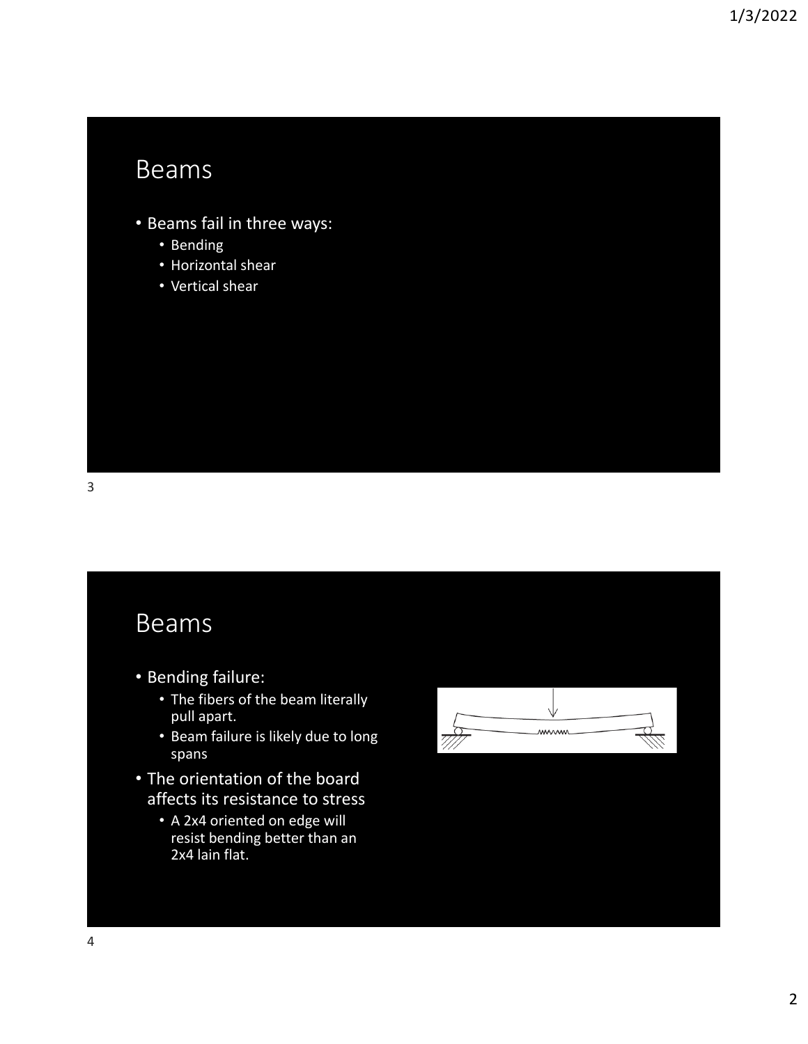## Beams

- Beams fail in three ways:
  - Bending
  - Horizontal shear
  - Vertical shear

## Beams

- Bending failure:
  - The fibers of the beam literally pull apart.
  - Beam failure is likely due to long spans
- The orientation of the board affects its resistance to stress
  - A 2x4 oriented on edge will resist bending better than an 2x4 lain flat.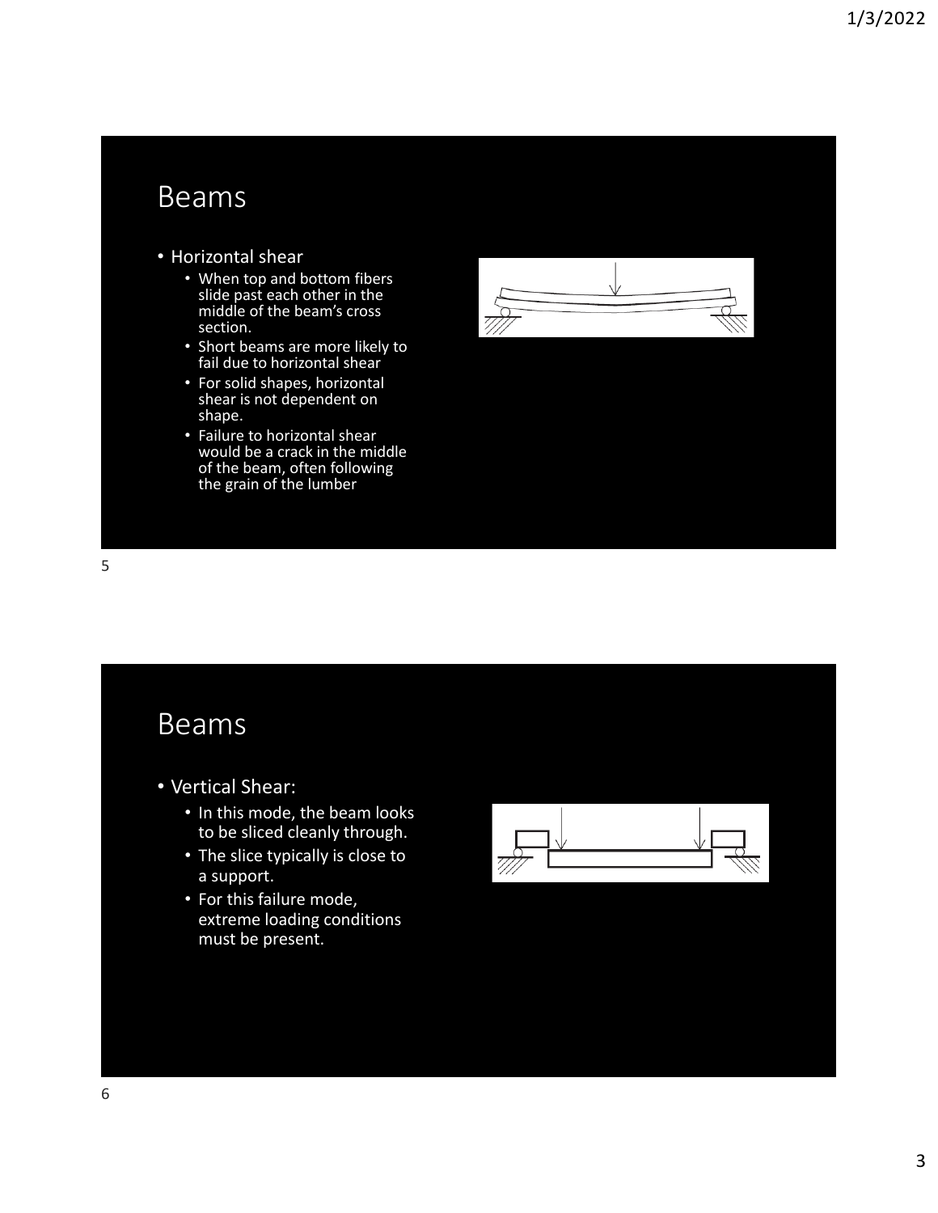## Beams

- Horizontal shear
  - When top and bottom fibers slide past each other in the middle of the beam's cross section.
  - Short beams are more likely to fail due to horizontal shear
  - For solid shapes, horizontal shear is not dependent on shape.
  - Failure to horizontal shear would be a crack in the middle of the beam, often following the grain of the lumber

## Beams

- Vertical Shear:
  - In this mode, the beam looks to be sliced cleanly through.
  - The slice typically is close to a support.
  - For this failure mode, extreme loading conditions must be present.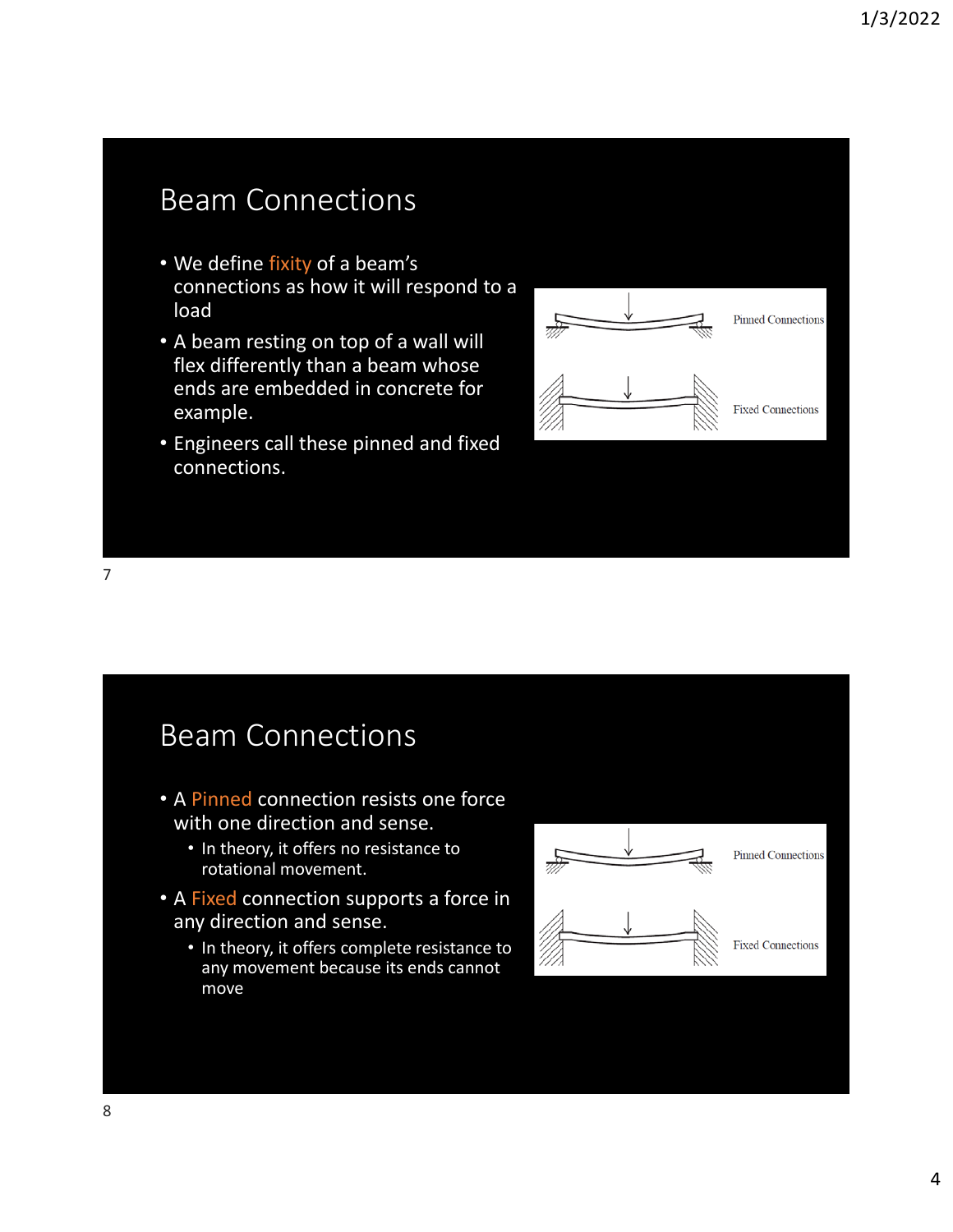## Beam Connections

- We define fixity of a beam's connections as how it will respond to a load
- A beam resting on top of a wall will flex differently than a beam whose ends are embedded in concrete for example.
- Engineers call these pinned and fixed connections.

Pinned Connections

Fixed Connections

## Beam Connections

- A Pinned connection resists one force with one direction and sense.
  - In theory, it offers no resistance to rotational movement.
- A Fixed connection supports a force in any direction and sense.
  - In theory, it offers complete resistance to any movement because its ends cannot move

Pinned Connections

Fixed Connections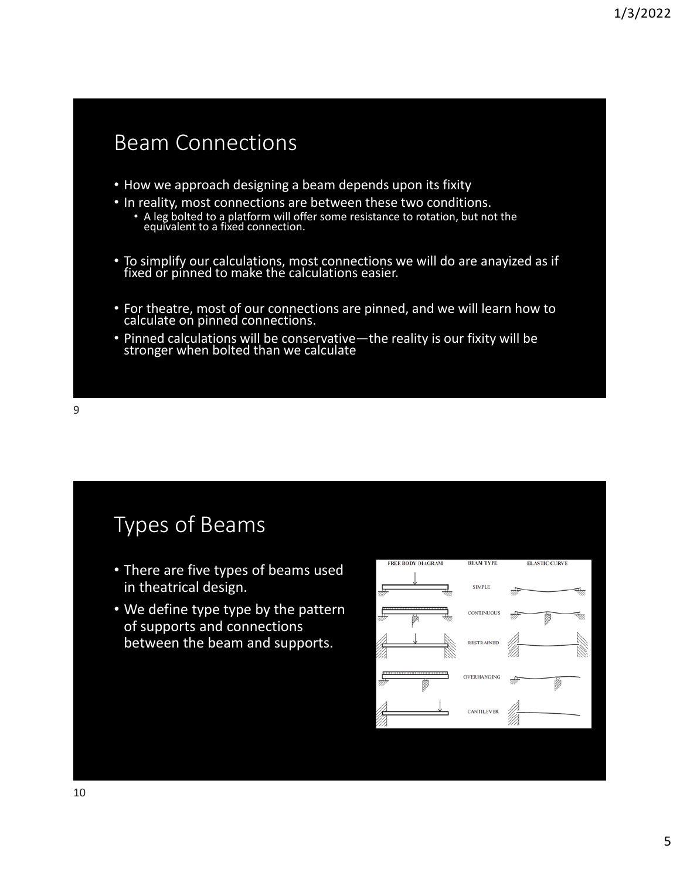## Beam Connections

- How we approach designing a beam depends upon its fixity
- In reality, most connections are between these two conditions.
  - A leg bolted to a platform will offer some resistance to rotation, but not the equivalent to a fixed connection.
- To simplify our calculations, most connections we will do are anayized as if fixed or pinned to make the calculations easier.
- For theatre, most of our connections are pinned, and we will learn how to calculate on pinned connections.
- Pinned calculations will be conservative—the reality is our fixity will be stronger when bolted than we calculate

## Types of Beams

- There are five types of beams used in theatrical design.
- We define type type by the pattern of supports and connections between the beam and supports.

| FREE BODY DIAGRAM | BEAM TYPE | ELASTIC CURVE |
|---|---|---|
| | SIMPLE | |
| | CONTINUOUS | |
| | RESTRAINED | |
| | OVERHANGING | |
| | CANTILEVER | |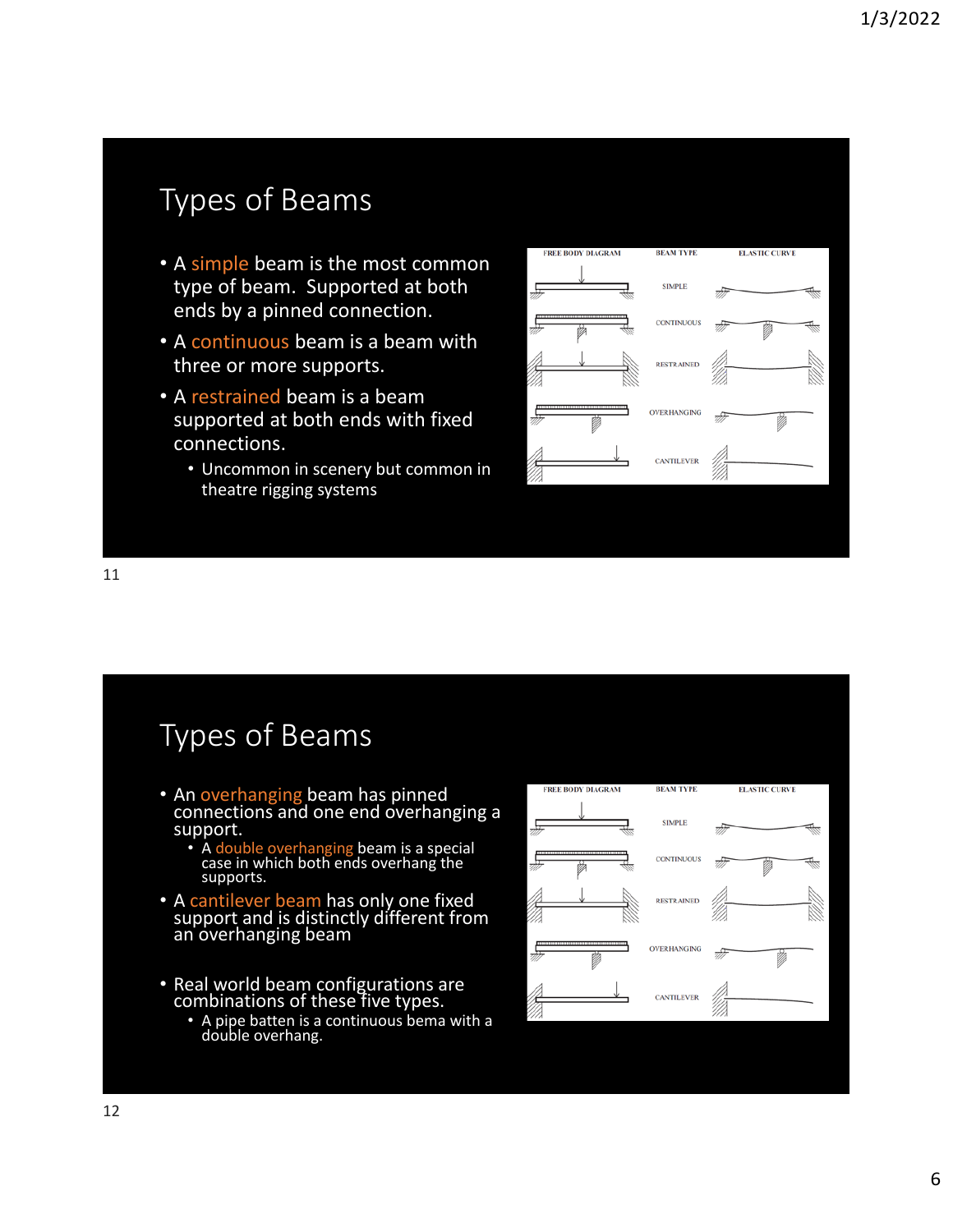## Types of Beams

- A simple beam is the most common type of beam. Supported at both ends by a pinned connection.
- A continuous beam is a beam with three or more supports.
- A restrained beam is a beam supported at both ends with fixed connections.
  - Uncommon in scenery but common in theatre rigging systems

## Types of Beams

- An overhanging beam has pinned connections and one end overhanging a support.
  - A double overhanging beam is a special case in which both ends overhang the supports.
- A cantilever beam has only one fixed support and is distinctly different from an overhanging beam
- Real world beam configurations are combinations of these five types.
  - A pipe batten is a continuous bema with a double overhang.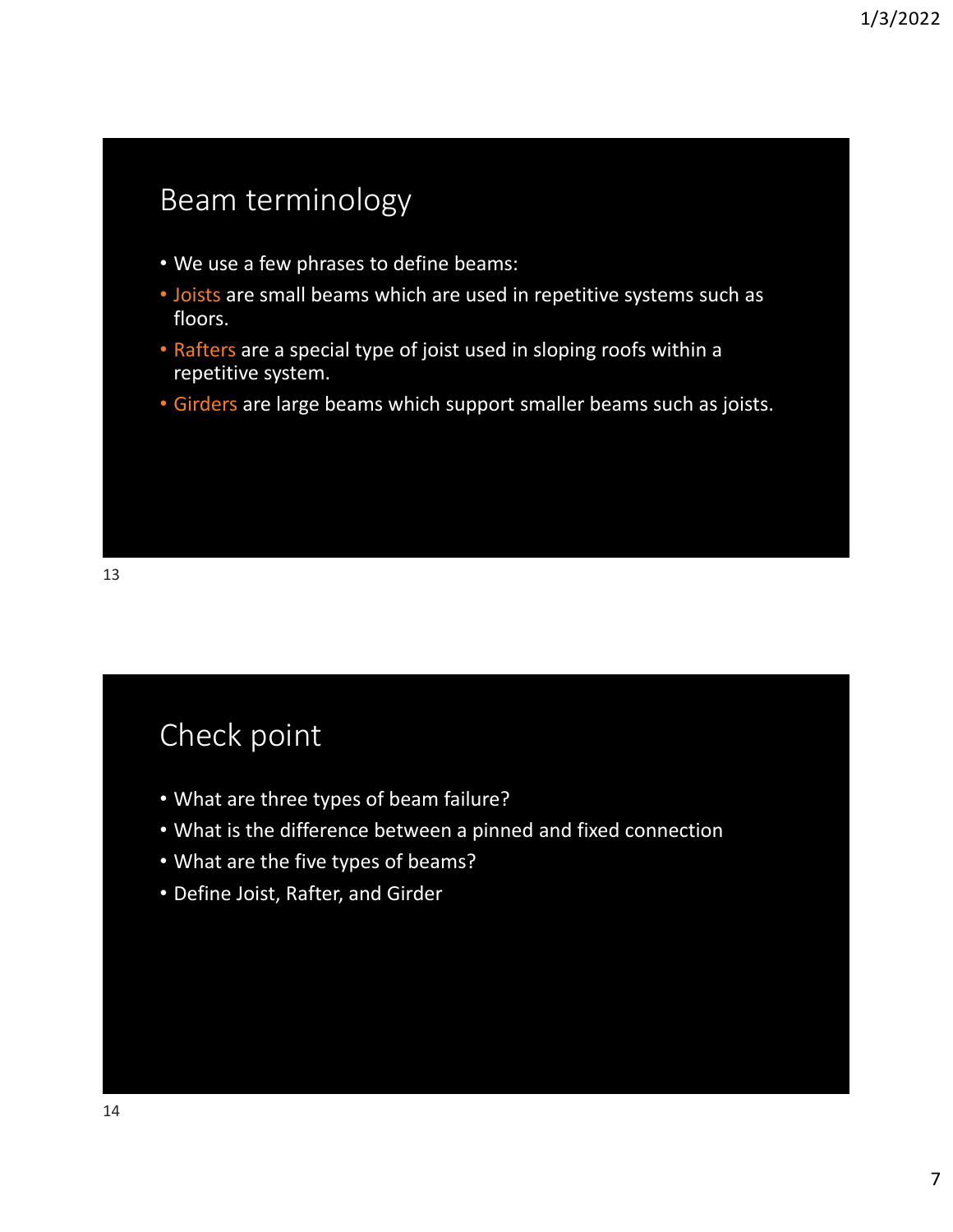## Beam terminology

- We use a few phrases to define beams:
- Joists are small beams which are used in repetitive systems such as floors.
- Rafters are a special type of joist used in sloping roofs within a repetitive system.
- Girders are large beams which support smaller beams such as joists.

## Check point

- What are three types of beam failure?
- What is the difference between a pinned and fixed connection
- What are the five types of beams?
- Define Joist, Rafter, and Girder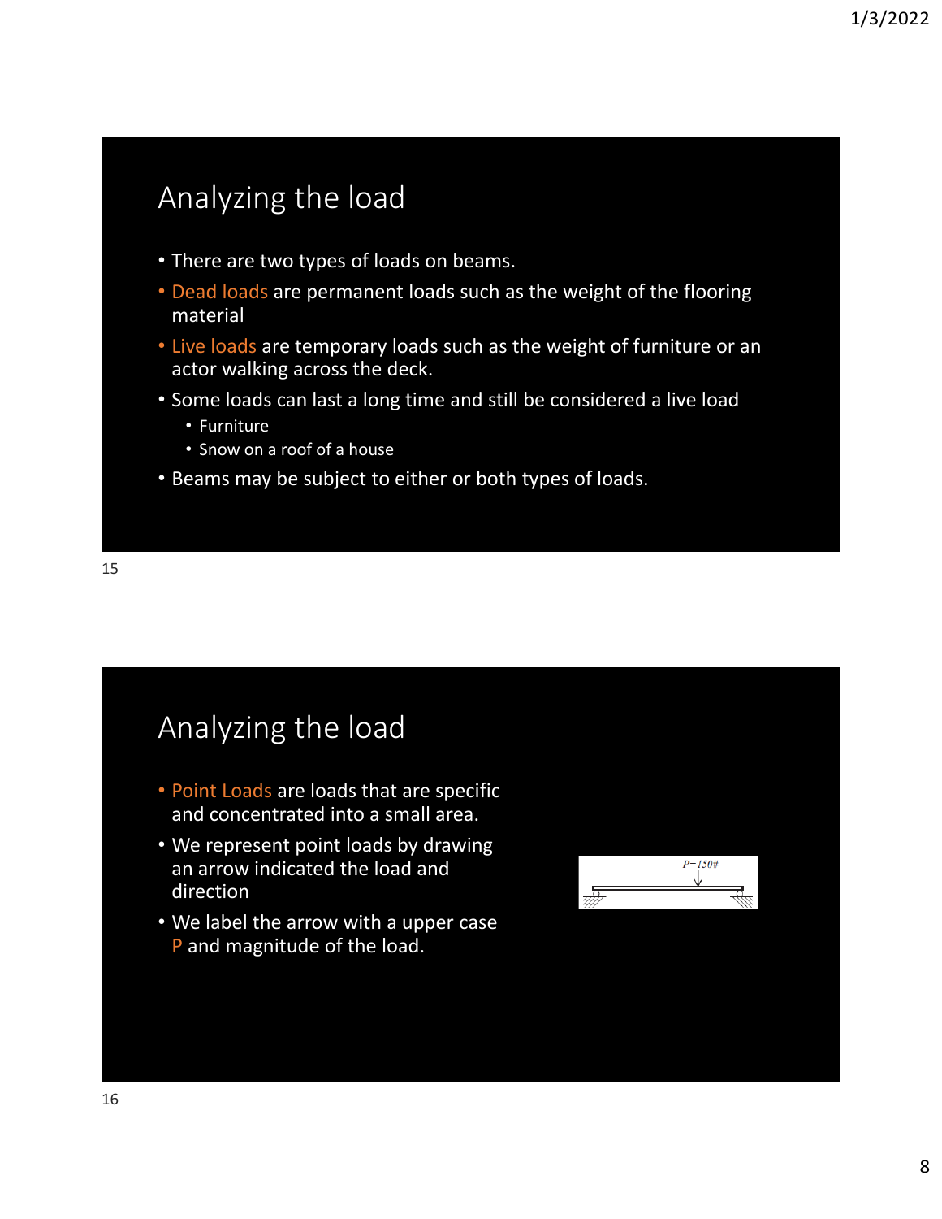## Analyzing the load

- There are two types of loads on beams.
- Dead loads are permanent loads such as the weight of the flooring material
- Live loads are temporary loads such as the weight of furniture or an actor walking across the deck.
- Some loads can last a long time and still be considered a live load
  - Furniture
  - Snow on a roof of a house
- Beams may be subject to either or both types of loads.

## Analyzing the load

- Point Loads are loads that are specific and concentrated into a small area.
- We represent point loads by drawing an arrow indicated the load and direction
- We label the arrow with a upper case P and magnitude of the load.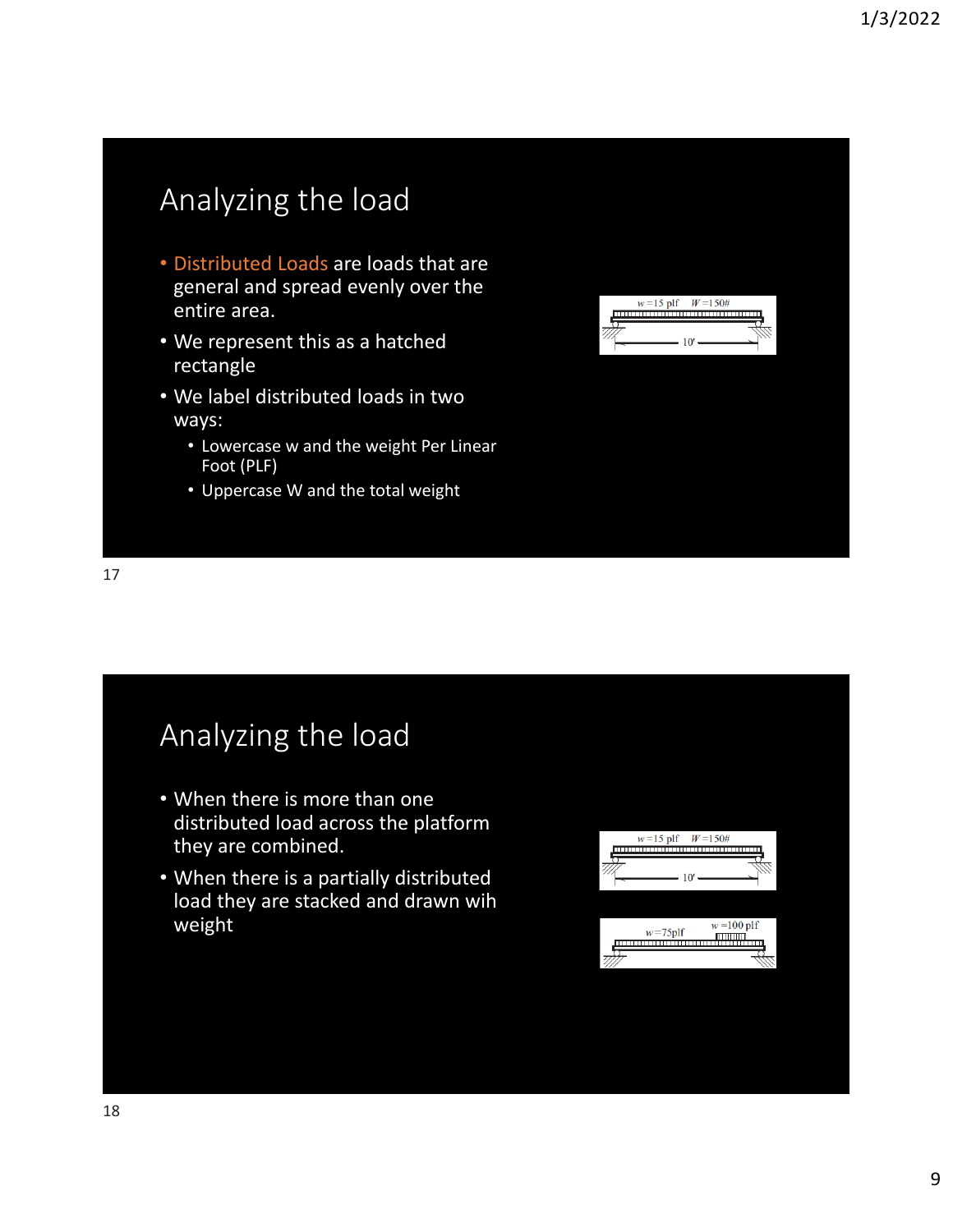# Analyzing the load

- Distributed Loads are loads that are general and spread evenly over the entire area.
- We represent this as a hatched rectangle
- We label distributed loads in two ways:
  - Lowercase w and the weight Per Linear Foot (PLF)
  - Uppercase W and the total weight

# Analyzing the load

- When there is more than one distributed load across the platform they are combined.
- When there is a partially distributed load they are stacked and drawn wih weight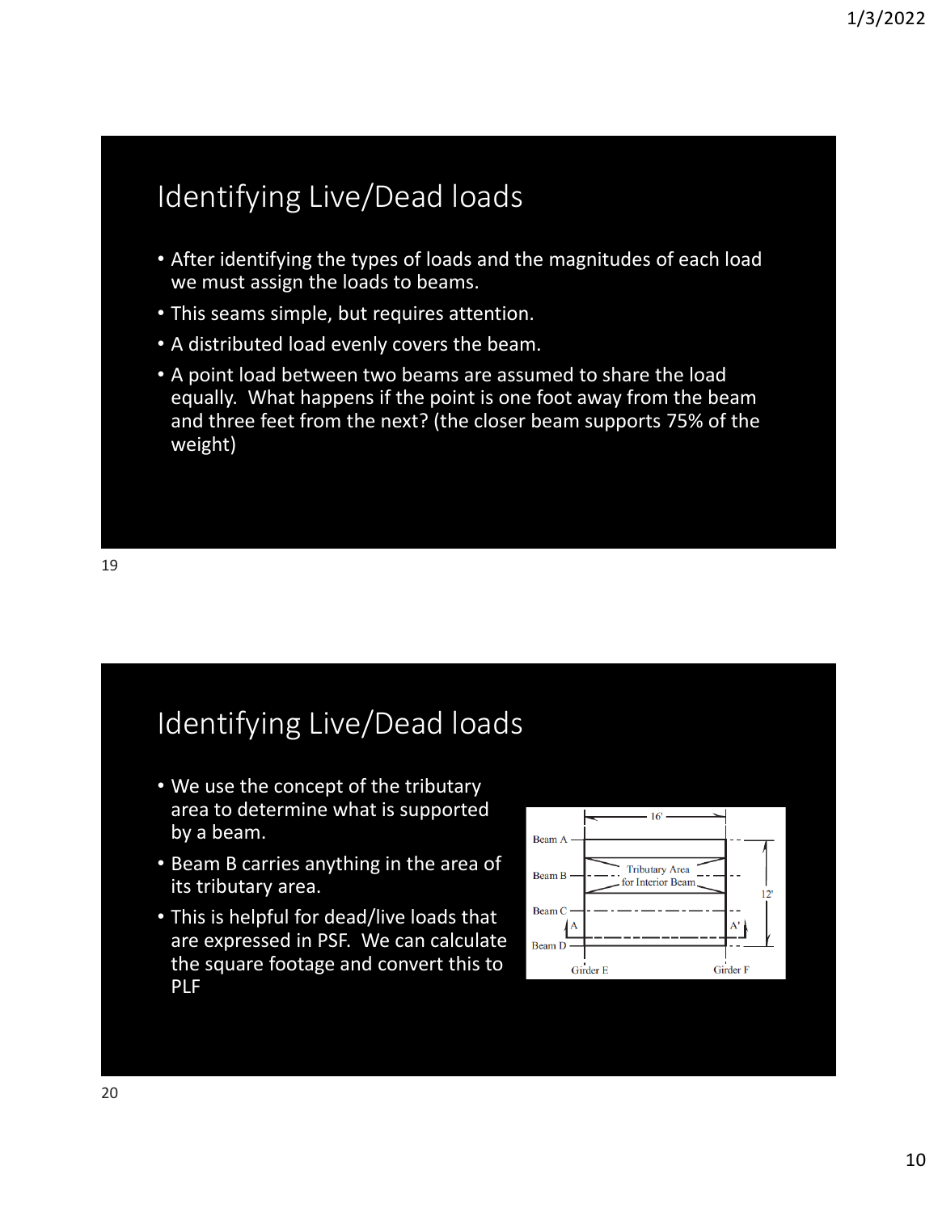## Identifying Live/Dead loads

- After identifying the types of loads and the magnitudes of each load we must assign the loads to beams.
- This seams simple, but requires attention.
- A distributed load evenly covers the beam.
- A point load between two beams are assumed to share the load equally. What happens if the point is one foot away from the beam and three feet from the next? (the closer beam supports 75% of the weight)

## Identifying Live/Dead loads

- We use the concept of the tributary area to determine what is supported by a beam.
- Beam B carries anything in the area of its tributary area.
- This is helpful for dead/live loads that are expressed in PSF. We can calculate the square footage and convert this to PLF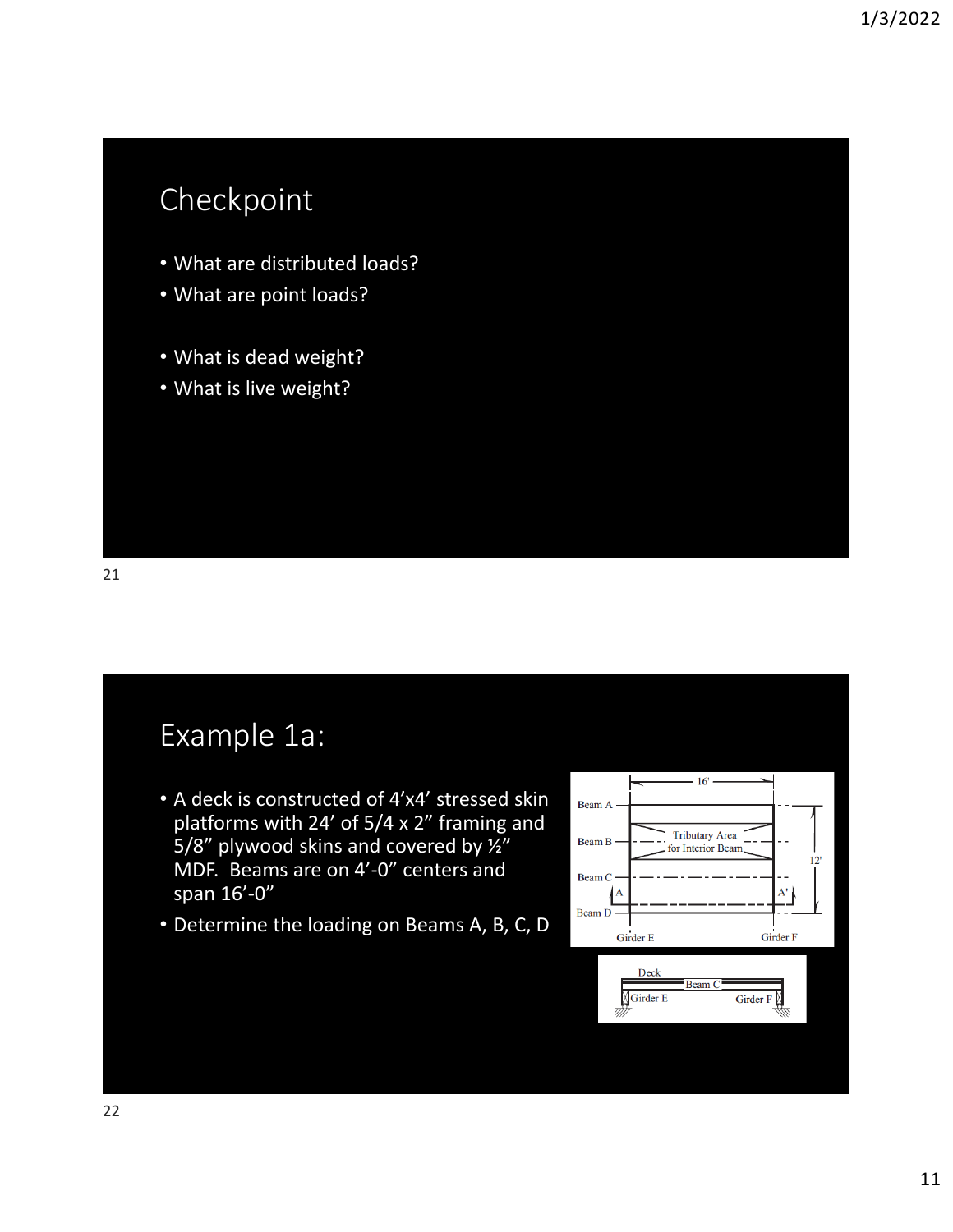## Checkpoint

- What are distributed loads?
- What are point loads?

- What is dead weight?
- What is live weight?

## Example 1a:

- A deck is constructed of 4'x4' stressed skin platforms with 24' of 5/4 x 2" framing and 5/8" plywood skins and covered by ½" MDF. Beams are on 4'-0" centers and span 16'-0"
- Determine the loading on Beams A, B, C, D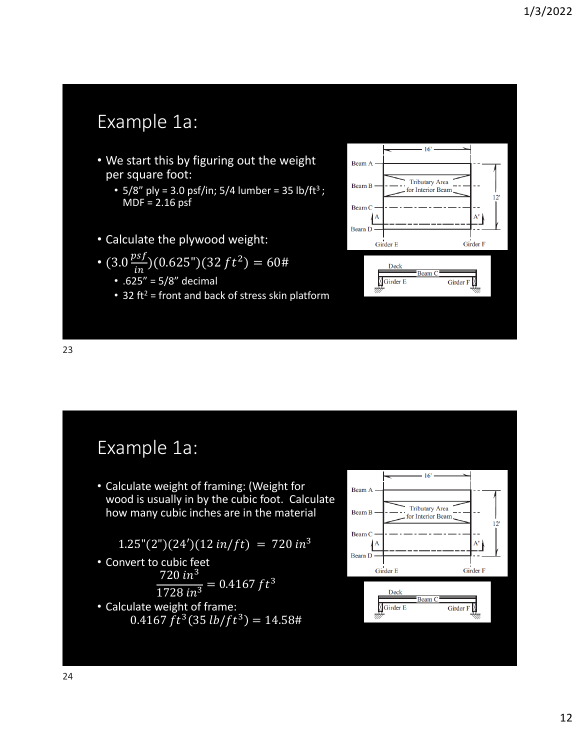## Example 1a:

- We start this by figuring out the weight per square foot:
  - 5/8" ply = 3.0 psf/in; 5/4 lumber = 35 lb/ft$^3$ ; MDF = 2.16 psf
- Calculate the plywood weight:
- $(3.0\frac{psf}{in})(0.625")(32\ ft^2) = 60\#$
  - .625" = 5/8" decimal
  - 32 ft$^2$ = front and back of stress skin platform

## Example 1a:

- Calculate weight of framing: (Weight for wood is usually in by the cubic foot. Calculate how many cubic inches are in the material

$$1.25"(2")(24')(12\ in/ft) = 720\ in^3$$

- Convert to cubic feet

$$\frac{720\ in^3}{1728\ in^3} = 0.4167\ ft^3$$

- Calculate weight of frame:

$$0.4167\ ft^3(35\ lb/ft^3) = 14.58\#$$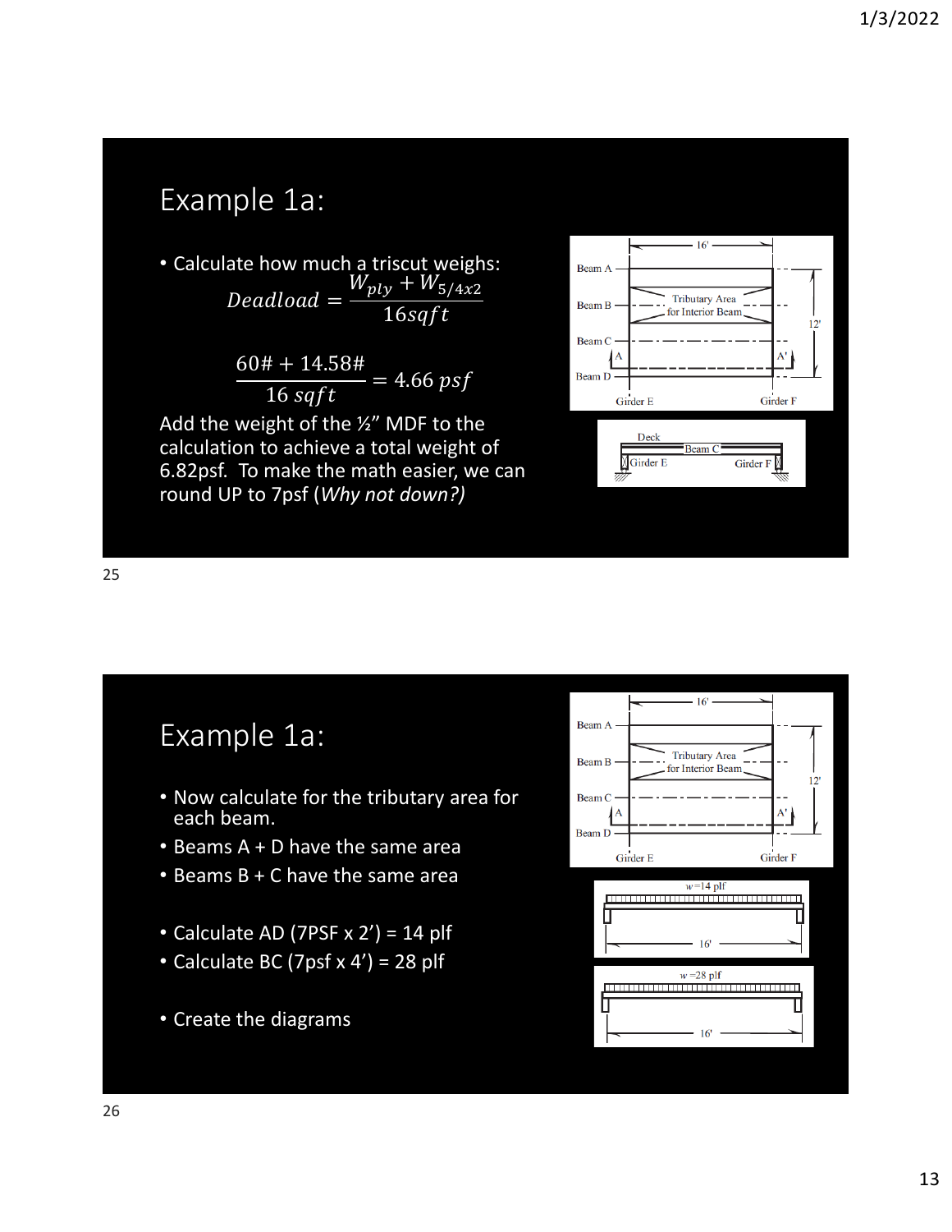# Example 1a:

- Calculate how much a triscut weighs:

$$Deadload = \frac{W_{ply} + W_{5/4x2}}{16sqft}$$

$$\frac{60\# + 14.58\#}{16\ sqft} = 4.66\ psf$$

Add the weight of the ½" MDF to the calculation to achieve a total weight of 6.82psf. To make the math easier, we can round UP to 7psf (*Why not down?)*

Beam A, Beam B, Beam C, Beam D, Tributary Area for Interior Beam, 16', 12', A, A', Girder E, Girder F

Deck, Beam C, Girder E, Girder F

# Example 1a:

- Now calculate for the tributary area for each beam.
- Beams A + D have the same area
- Beams B + C have the same area

- Calculate AD (7PSF x 2') = 14 plf
- Calculate BC (7psf x 4') = 28 plf

- Create the diagrams

Beam A, Beam B, Beam C, Beam D, Tributary Area for Interior Beam, 16', 12', A, A', Girder E, Girder F

$w$=14 plf, 16'

$w$=28 plf, 16'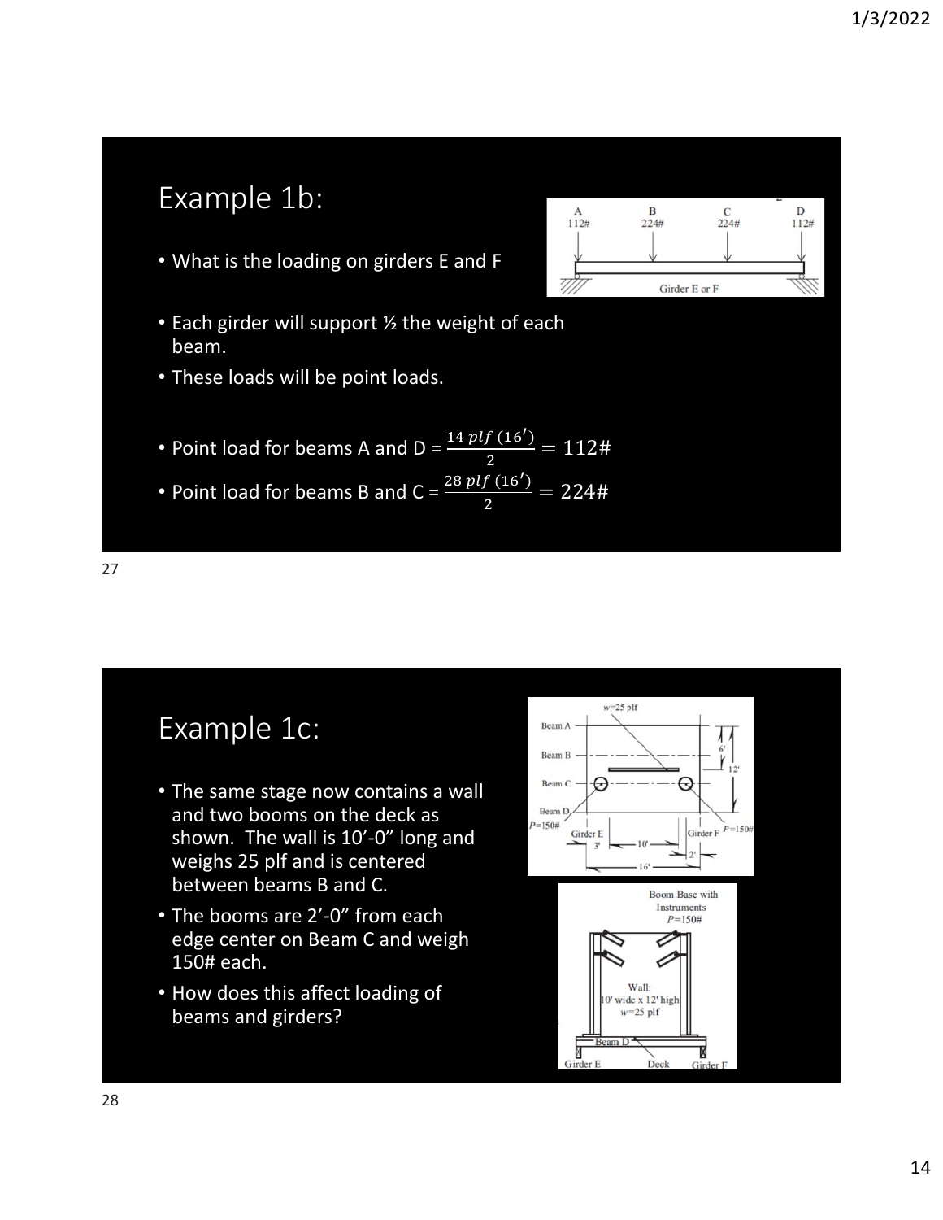# Example 1b:

- What is the loading on girders E and F
- Each girder will support ½ the weight of each beam.
- These loads will be point loads.
- Point load for beams A and D = $\frac{14\ plf\ (16')}{2} = 112\#$
- Point load for beams B and C = $\frac{28\ plf\ (16')}{2} = 224\#$

# Example 1c:

- The same stage now contains a wall and two booms on the deck as shown. The wall is 10'-0" long and weighs 25 plf and is centered between beams B and C.
- The booms are 2'-0" from each edge center on Beam C and weigh 150# each.
- How does this affect loading of beams and girders?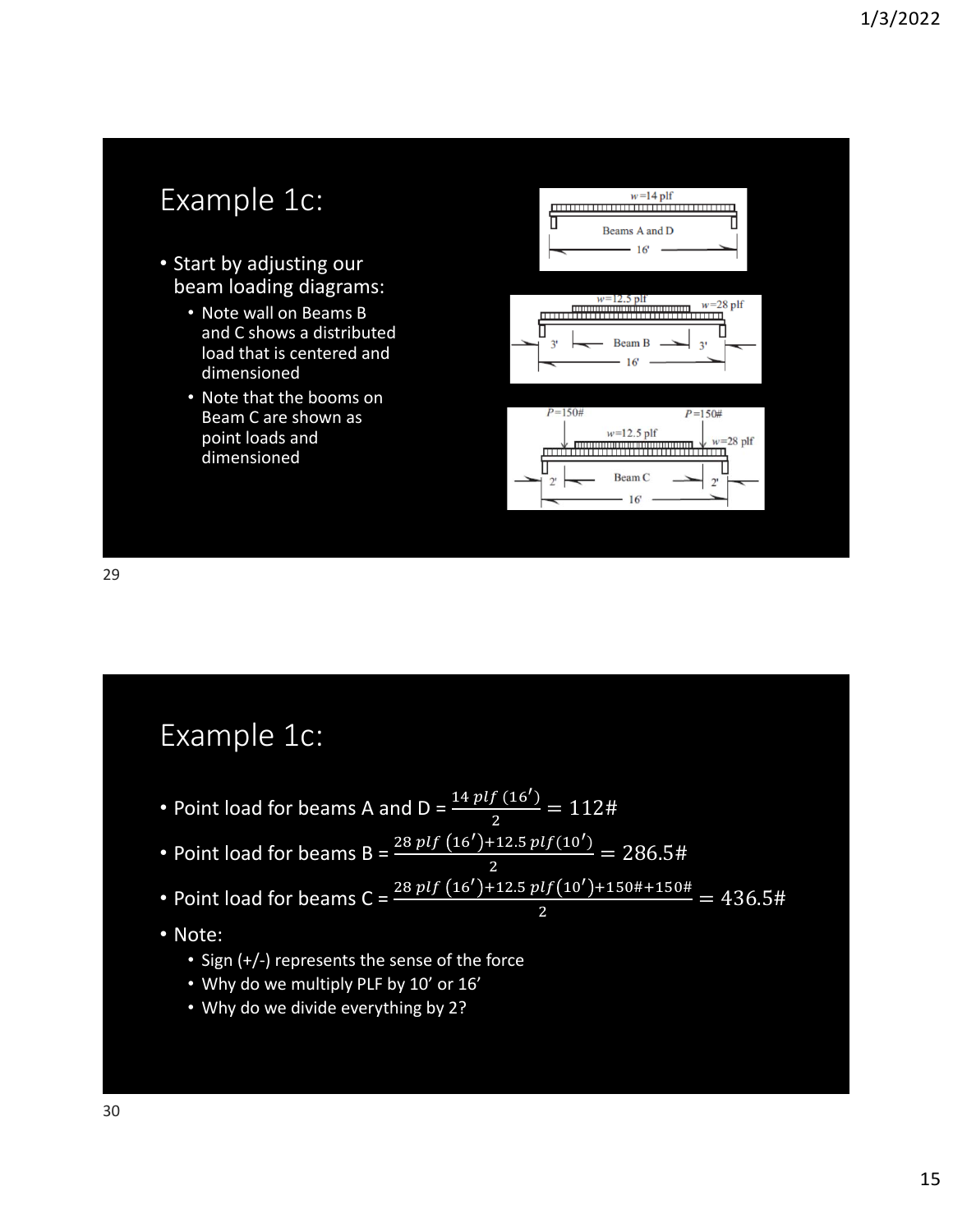## Example 1c:

- Start by adjusting our beam loading diagrams:
  - Note wall on Beams B and C shows a distributed load that is centered and dimensioned
  - Note that the booms on Beam C are shown as point loads and dimensioned

## Example 1c:

- Point load for beams A and D = $\frac{14\ plf\ (16')}{2} = 112\#$
- Point load for beams B = $\frac{28\ plf\ (16')+12.5\ plf(10')}{2} = 286.5\#$
- Point load for beams C = $\frac{28\ plf\ (16')+12.5\ plf(10')+150\#+150\#}{2} = 436.5\#$
- Note:
  - Sign (+/-) represents the sense of the force
  - Why do we multiply PLF by 10' or 16'
  - Why do we divide everything by 2?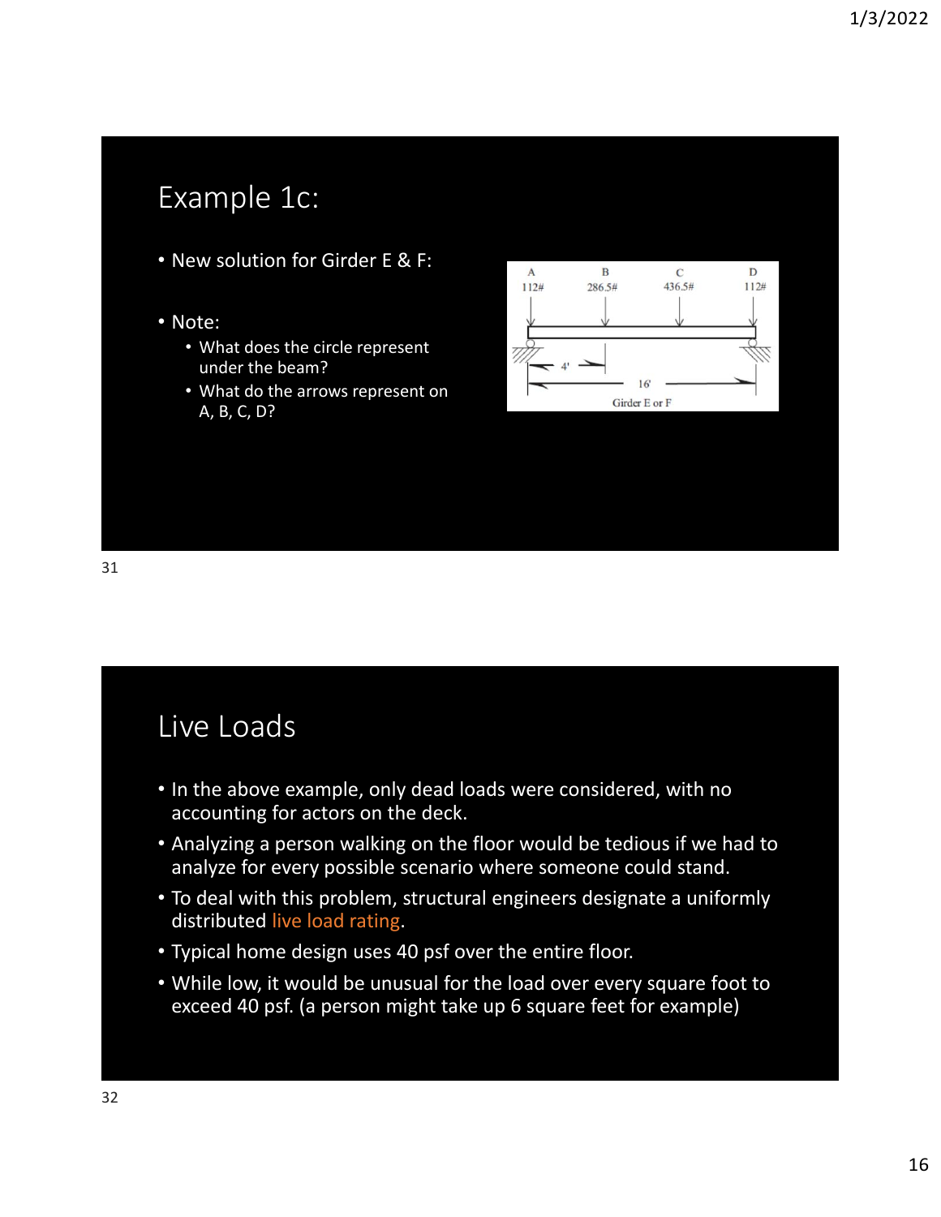## Example 1c:

- New solution for Girder E & F:

- Note:
  - What does the circle represent under the beam?
  - What do the arrows represent on A, B, C, D?

A 112# B 286.5# C 436.5# D 112#

4' 16'

Girder E or F

## Live Loads

- In the above example, only dead loads were considered, with no accounting for actors on the deck.
- Analyzing a person walking on the floor would be tedious if we had to analyze for every possible scenario where someone could stand.
- To deal with this problem, structural engineers designate a uniformly distributed live load rating.
- Typical home design uses 40 psf over the entire floor.
- While low, it would be unusual for the load over every square foot to exceed 40 psf. (a person might take up 6 square feet for example)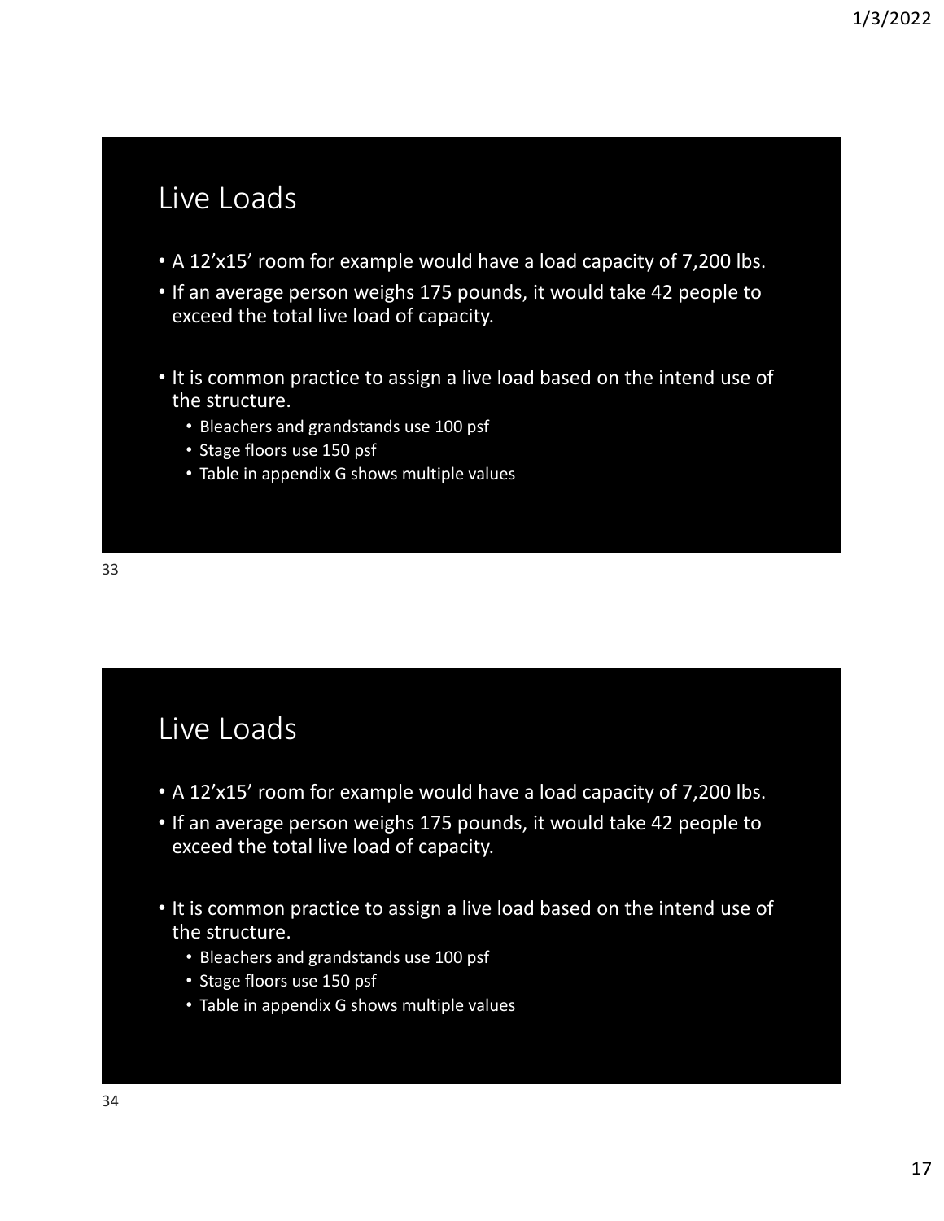## Live Loads

- A 12’x15’ room for example would have a load capacity of 7,200 lbs.
- If an average person weighs 175 pounds, it would take 42 people to exceed the total live load of capacity.
- It is common practice to assign a live load based on the intend use of the structure.
  - Bleachers and grandstands use 100 psf
  - Stage floors use 150 psf
  - Table in appendix G shows multiple values

## Live Loads

- A 12’x15’ room for example would have a load capacity of 7,200 lbs.
- If an average person weighs 175 pounds, it would take 42 people to exceed the total live load of capacity.
- It is common practice to assign a live load based on the intend use of the structure.
  - Bleachers and grandstands use 100 psf
  - Stage floors use 150 psf
  - Table in appendix G shows multiple values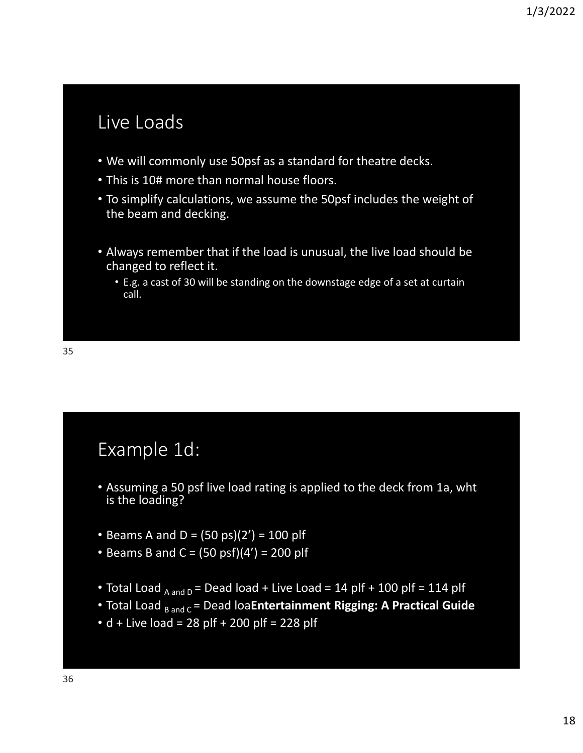## Live Loads

- We will commonly use 50psf as a standard for theatre decks.
- This is 10# more than normal house floors.
- To simplify calculations, we assume the 50psf includes the weight of the beam and decking.

- Always remember that if the load is unusual, the live load should be changed to reflect it.
  - E.g. a cast of 30 will be standing on the downstage edge of a set at curtain call.

## Example 1d:

- Assuming a 50 psf live load rating is applied to the deck from 1a, wht is the loading?

- Beams A and D = (50 ps)(2') = 100 plf
- Beams B and C = (50 psf)(4') = 200 plf

- Total Load $_{\text{A and D}}$ = Dead load + Live Load = 14 plf + 100 plf = 114 plf
- Total Load $_{\text{B and C}}$ = Dead loa**Entertainment Rigging: A Practical Guide**
- d + Live load = 28 plf + 200 plf = 228 plf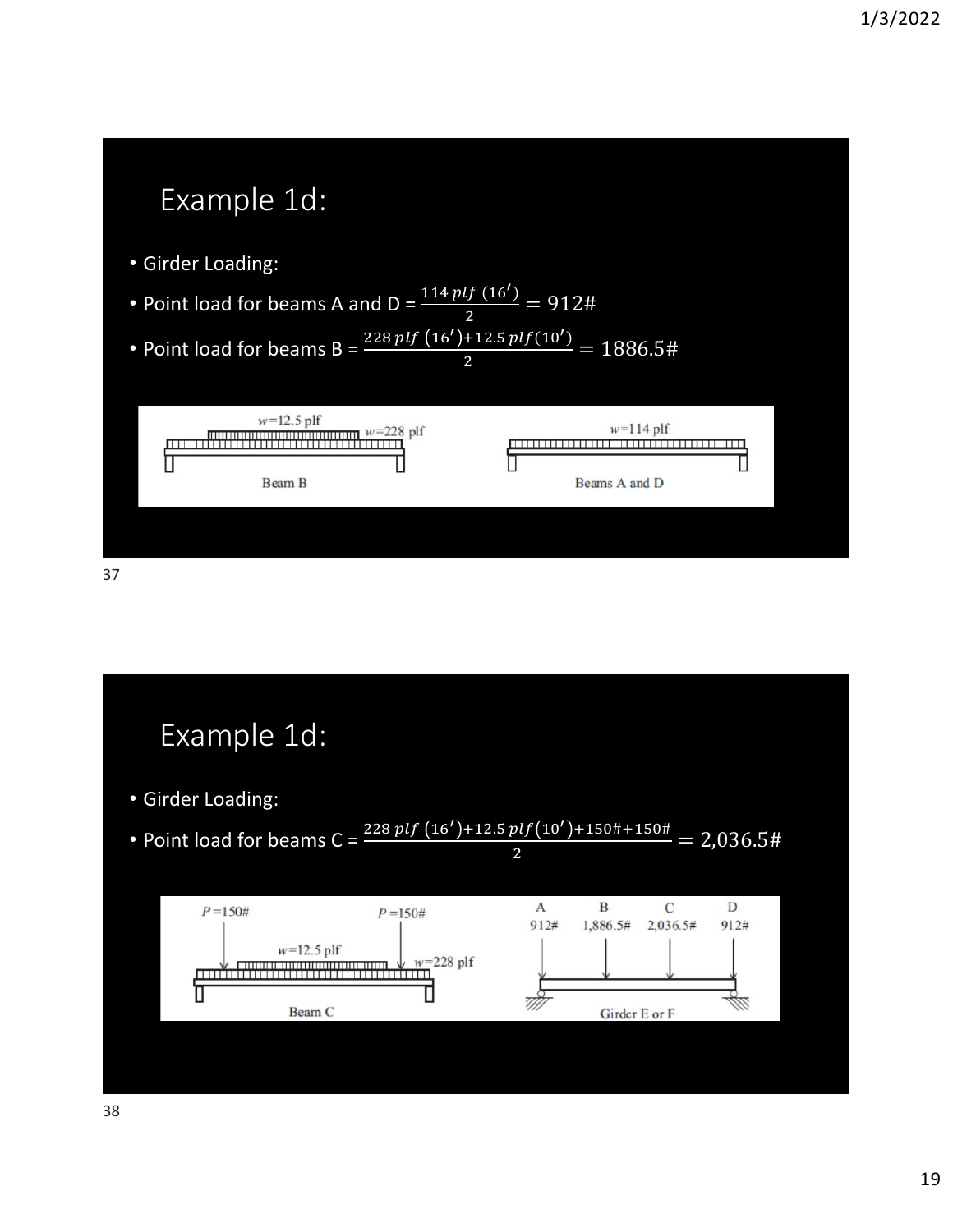# Example 1d:

- Girder Loading:
- Point load for beams A and D = $\frac{114\,plf\,(16')}{2} = 912\#$
- Point load for beams B = $\frac{228\,plf\,(16') + 12.5\,plf(10')}{2} = 1886.5\#$

# Example 1d:

- Girder Loading:
- Point load for beams C = $\frac{228\,plf\,(16') + 12.5\,plf(10') + 150\# + 150\#}{2} = 2{,}036.5\#$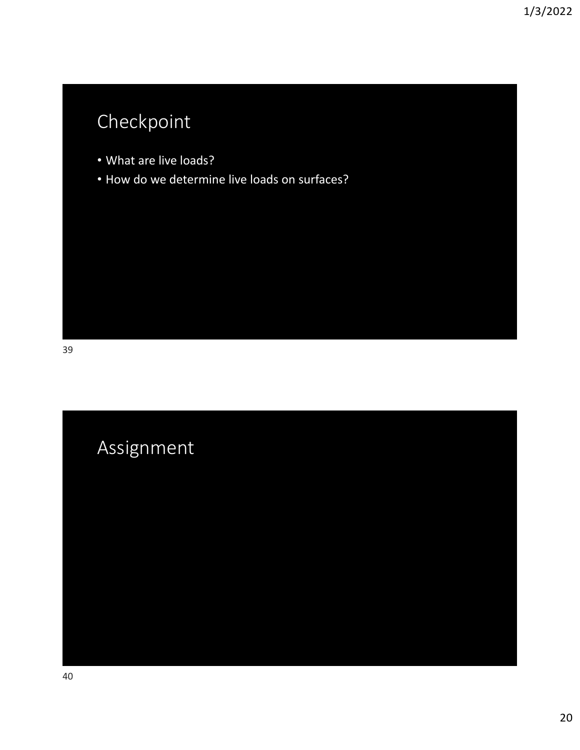## Checkpoint

- What are live loads?
- How do we determine live loads on surfaces?

## Assignment